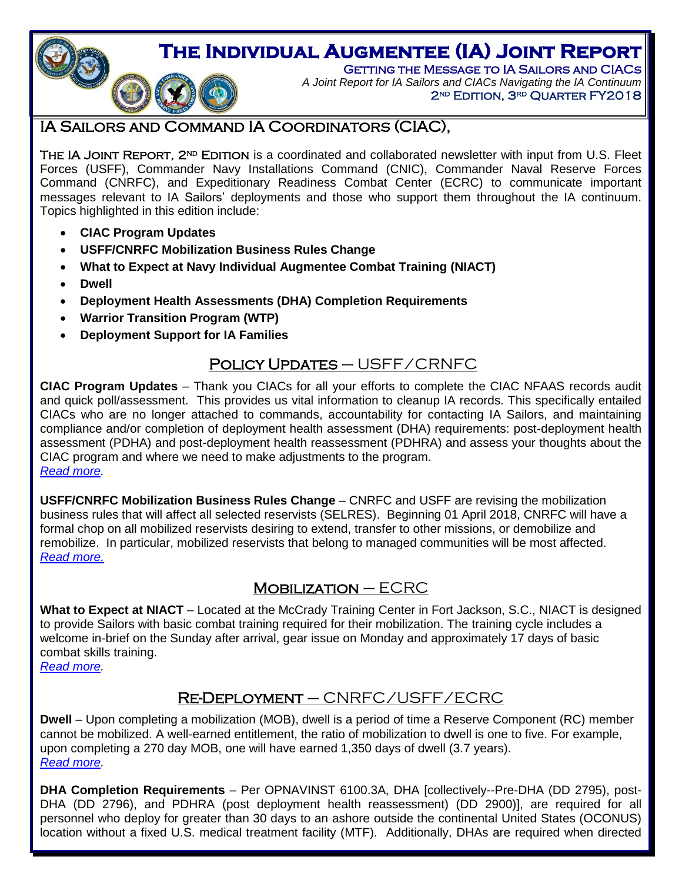# The Individual Augmentee (IA) Joint Report

Getting the Message to IA Sailors and CIACs

*A Joint Report for IA Sailors and CIACs Navigating the IA Continuum*

2nd Edition, 3rd Quarter FY2018

## IA Sailors and Command IA Coordinators (CIAC),

The IA Joint Report, 2nd Edition is a coordinated and collaborated newsletter with input from U.S. Fleet Forces (USFF), Commander Navy Installations Command (CNIC), Commander Naval Reserve Forces Command (CNRFC), and Expeditionary Readiness Combat Center (ECRC) to communicate important messages relevant to IA Sailors' deployments and those who support them throughout the IA continuum. Topics highlighted in this edition include:

- **CIAC Program Updates**
- **USFF/CNRFC Mobilization Business Rules Change**
- **What to Expect at Navy Individual Augmentee Combat Training (NIACT)**
- **Dwell**
- **Deployment Health Assessments (DHA) Completion Requirements**
- **Warrior Transition Program (WTP)**
- **Deployment Support for IA Families**

## Policy Updates – USFF/CRNFC

**CIAC Program Updates** – Thank you CIACs for all your efforts to complete the CIAC NFAAS records audit and quick poll/assessment. This provides us vital information to cleanup IA records. This specifically entailed CIACs who are no longer attached to commands, accountability for contacting IA Sailors, and maintaining compliance and/or completion of deployment health assessment (DHA) requirements: post-deployment health assessment (PDHA) and post-deployment health reassessment (PDHRA) and assess your thoughts about the CIAC program and where we need to make adjustments to the program.
*Read more.*

**USFF/CNRFC Mobilization Business Rules Change** – CNRFC and USFF are revising the mobilization business rules that will affect all selected reservists (SELRES). Beginning 01 April 2018, CNRFC will have a formal chop on all mobilized reservists desiring to extend, transfer to other missions, or demobilize and remobilize. In particular, mobilized reservists that belong to managed communities will be most affected.
*Read more.*

## Mobilization – ECRC

**What to Expect at NIACT** – Located at the McCrady Training Center in Fort Jackson, S.C., NIACT is designed to provide Sailors with basic combat training required for their mobilization. The training cycle includes a welcome in-brief on the Sunday after arrival, gear issue on Monday and approximately 17 days of basic combat skills training.
*Read more.*

## Re-Deployment – CNRFC/USFF/ECRC

**Dwell** – Upon completing a mobilization (MOB), dwell is a period of time a Reserve Component (RC) member cannot be mobilized. A well-earned entitlement, the ratio of mobilization to dwell is one to five. For example, upon completing a 270 day MOB, one will have earned 1,350 days of dwell (3.7 years).
*Read more.*

**DHA Completion Requirements** – Per OPNAVINST 6100.3A, DHA [collectively--Pre-DHA (DD 2795), post-DHA (DD 2796), and PDHRA (post deployment health reassessment) (DD 2900)], are required for all personnel who deploy for greater than 30 days to an ashore outside the continental United States (OCONUS) location without a fixed U.S. medical treatment facility (MTF). Additionally, DHAs are required when directed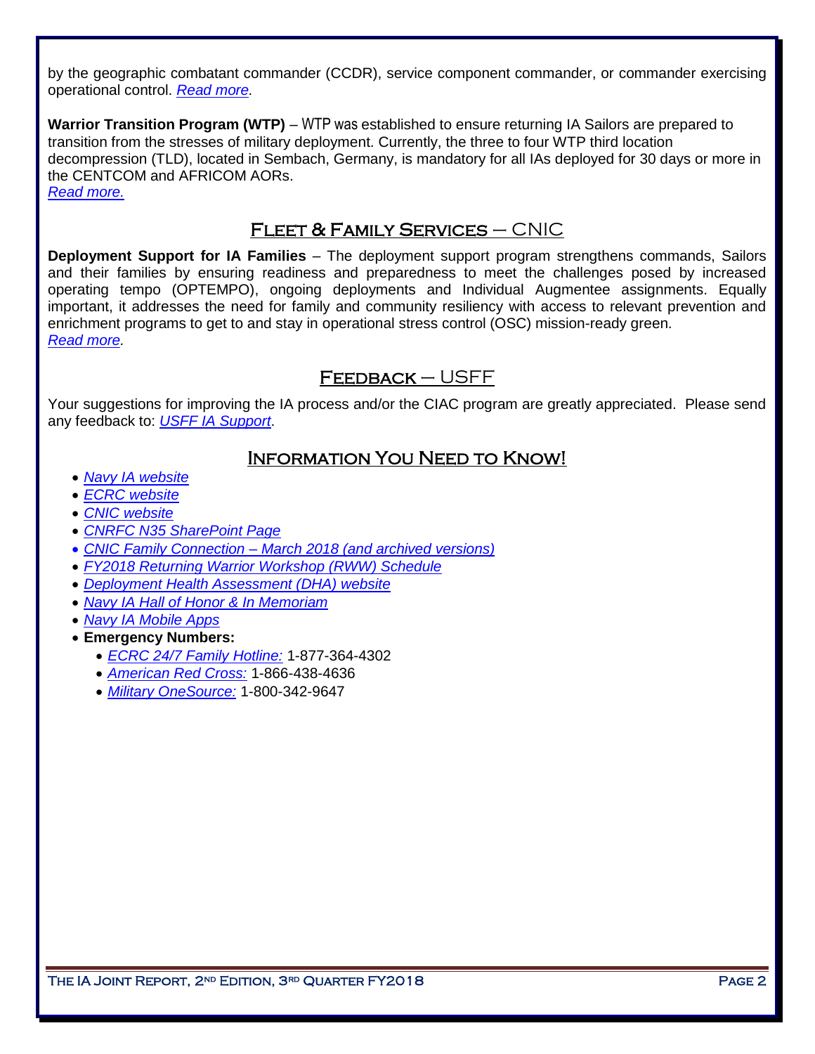by the geographic combatant commander (CCDR), service component commander, or commander exercising operational control. *Read more.*

**Warrior Transition Program (WTP)** – WTP was established to ensure returning IA Sailors are prepared to transition from the stresses of military deployment. Currently, the three to four WTP third location decompression (TLD), located in Sembach, Germany, is mandatory for all IAs deployed for 30 days or more in the CENTCOM and AFRICOM AORs.
*Read more.*

## Fleet & Family Services – CNIC

**Deployment Support for IA Families** – The deployment support program strengthens commands, Sailors and their families by ensuring readiness and preparedness to meet the challenges posed by increased operating tempo (OPTEMPO), ongoing deployments and Individual Augmentee assignments. Equally important, it addresses the need for family and community resiliency with access to relevant prevention and enrichment programs to get to and stay in operational stress control (OSC) mission-ready green.
*Read more.*

## Feedback – USFF

Your suggestions for improving the IA process and/or the CIAC program are greatly appreciated. Please send any feedback to: *USFF IA Support*.

## Information You Need to Know!

- *Navy IA website*
- *ECRC website*
- *CNIC website*
- *CNRFC N35 SharePoint Page*
- *CNIC Family Connection – March 2018 (and archived versions)*
- *FY2018 Returning Warrior Workshop (RWW) Schedule*
- *Deployment Health Assessment (DHA) website*
- *Navy IA Hall of Honor & In Memoriam*
- *Navy IA Mobile Apps*
- **Emergency Numbers:**
  - *ECRC 24/7 Family Hotline:* 1-877-364-4302
  - *American Red Cross:* 1-866-438-4636
  - *Military OneSource:* 1-800-342-9647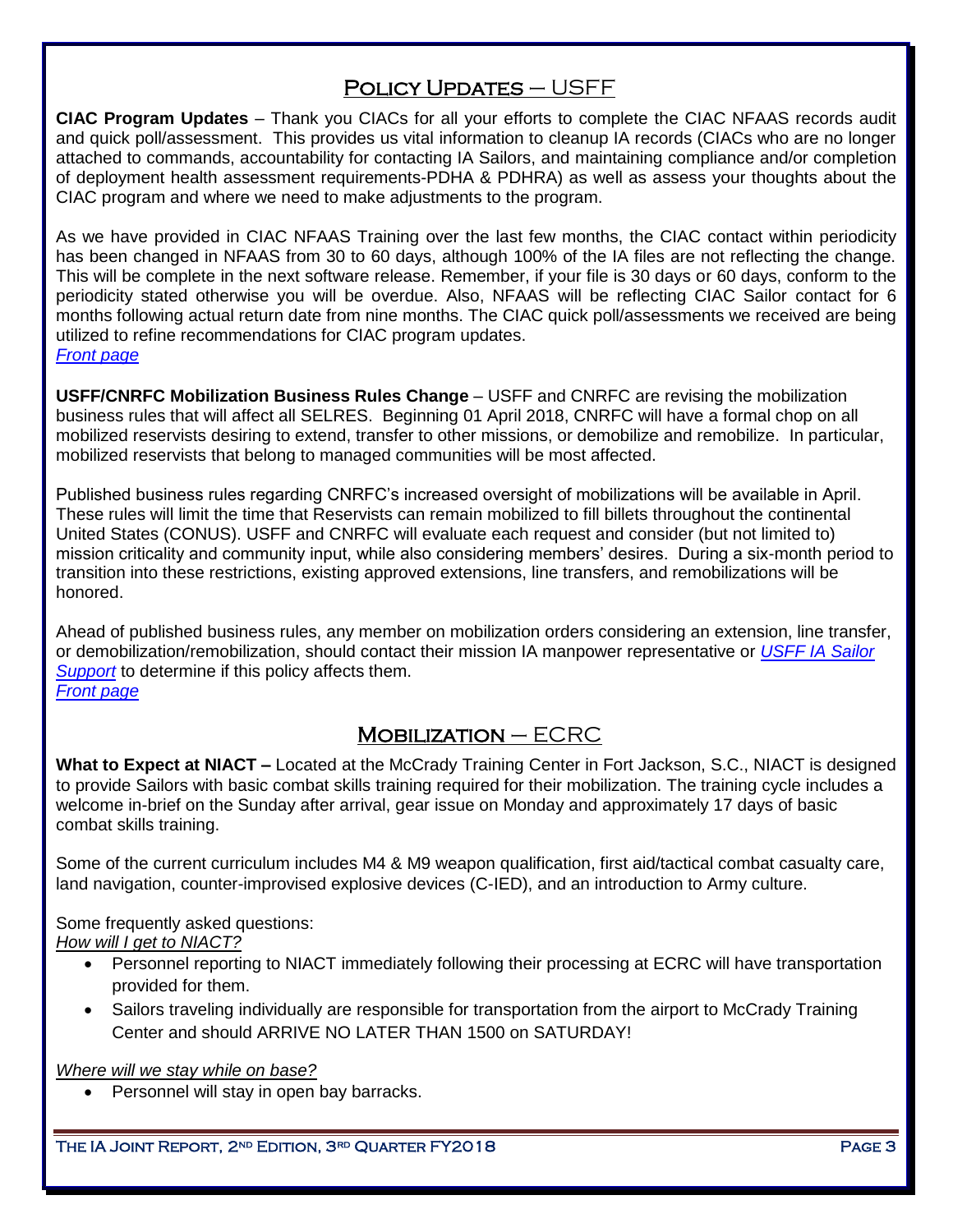## Policy Updates – USFF

**CIAC Program Updates** – Thank you CIACs for all your efforts to complete the CIAC NFAAS records audit and quick poll/assessment. This provides us vital information to cleanup IA records (CIACs who are no longer attached to commands, accountability for contacting IA Sailors, and maintaining compliance and/or completion of deployment health assessment requirements-PDHA & PDHRA) as well as assess your thoughts about the CIAC program and where we need to make adjustments to the program.

As we have provided in CIAC NFAAS Training over the last few months, the CIAC contact within periodicity has been changed in NFAAS from 30 to 60 days, although 100% of the IA files are not reflecting the change. This will be complete in the next software release. Remember, if your file is 30 days or 60 days, conform to the periodicity stated otherwise you will be overdue. Also, NFAAS will be reflecting CIAC Sailor contact for 6 months following actual return date from nine months. The CIAC quick poll/assessments we received are being utilized to refine recommendations for CIAC program updates.
*Front page*

**USFF/CNRFC Mobilization Business Rules Change** – USFF and CNRFC are revising the mobilization business rules that will affect all SELRES. Beginning 01 April 2018, CNRFC will have a formal chop on all mobilized reservists desiring to extend, transfer to other missions, or demobilize and remobilize. In particular, mobilized reservists that belong to managed communities will be most affected.

Published business rules regarding CNRFC's increased oversight of mobilizations will be available in April. These rules will limit the time that Reservists can remain mobilized to fill billets throughout the continental United States (CONUS). USFF and CNRFC will evaluate each request and consider (but not limited to) mission criticality and community input, while also considering members' desires. During a six-month period to transition into these restrictions, existing approved extensions, line transfers, and remobilizations will be honored.

Ahead of published business rules, any member on mobilization orders considering an extension, line transfer, or demobilization/remobilization, should contact their mission IA manpower representative or *USFF IA Sailor Support* to determine if this policy affects them.
*Front page*

## Mobilization – ECRC

**What to Expect at NIACT –** Located at the McCrady Training Center in Fort Jackson, S.C., NIACT is designed to provide Sailors with basic combat skills training required for their mobilization. The training cycle includes a welcome in-brief on the Sunday after arrival, gear issue on Monday and approximately 17 days of basic combat skills training.

Some of the current curriculum includes M4 & M9 weapon qualification, first aid/tactical combat casualty care, land navigation, counter-improvised explosive devices (C-IED), and an introduction to Army culture.

Some frequently asked questions:
*How will I get to NIACT?*

- Personnel reporting to NIACT immediately following their processing at ECRC will have transportation provided for them.
- Sailors traveling individually are responsible for transportation from the airport to McCrady Training Center and should ARRIVE NO LATER THAN 1500 on SATURDAY!

*Where will we stay while on base?*

- Personnel will stay in open bay barracks.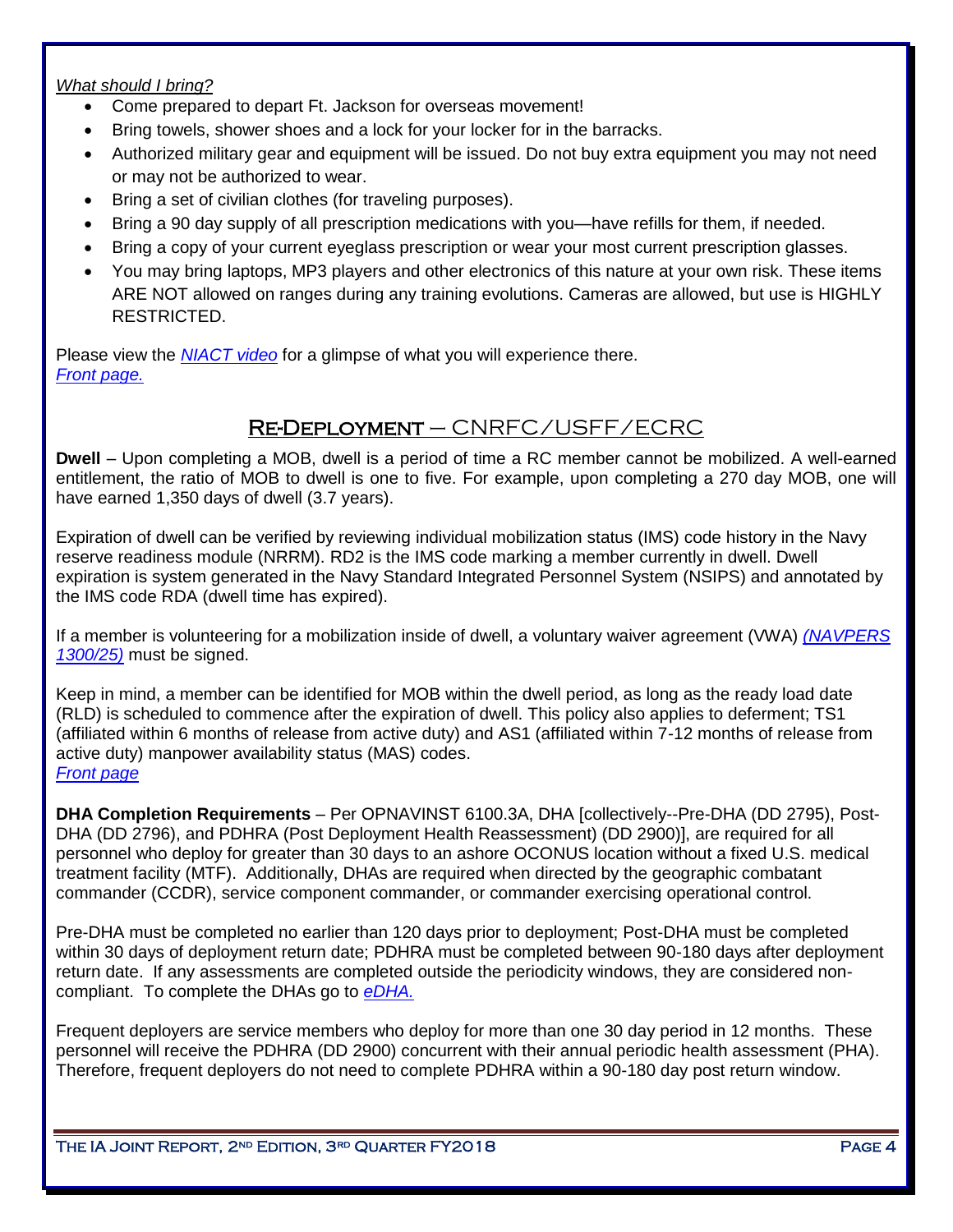*What should I bring?*

- Come prepared to depart Ft. Jackson for overseas movement!
- Bring towels, shower shoes and a lock for your locker for in the barracks.
- Authorized military gear and equipment will be issued. Do not buy extra equipment you may not need or may not be authorized to wear.
- Bring a set of civilian clothes (for traveling purposes).
- Bring a 90 day supply of all prescription medications with you—have refills for them, if needed.
- Bring a copy of your current eyeglass prescription or wear your most current prescription glasses.
- You may bring laptops, MP3 players and other electronics of this nature at your own risk. These items ARE NOT allowed on ranges during any training evolutions. Cameras are allowed, but use is HIGHLY RESTRICTED.

Please view the *NIACT video* for a glimpse of what you will experience there.
*Front page.*

## Re-Deployment – CNRFC/USFF/ECRC

**Dwell** – Upon completing a MOB, dwell is a period of time a RC member cannot be mobilized. A well-earned entitlement, the ratio of MOB to dwell is one to five. For example, upon completing a 270 day MOB, one will have earned 1,350 days of dwell (3.7 years).

Expiration of dwell can be verified by reviewing individual mobilization status (IMS) code history in the Navy reserve readiness module (NRRM). RD2 is the IMS code marking a member currently in dwell. Dwell expiration is system generated in the Navy Standard Integrated Personnel System (NSIPS) and annotated by the IMS code RDA (dwell time has expired).

If a member is volunteering for a mobilization inside of dwell, a voluntary waiver agreement (VWA) *(NAVPERS 1300/25)* must be signed.

Keep in mind, a member can be identified for MOB within the dwell period, as long as the ready load date (RLD) is scheduled to commence after the expiration of dwell. This policy also applies to deferment; TS1 (affiliated within 6 months of release from active duty) and AS1 (affiliated within 7-12 months of release from active duty) manpower availability status (MAS) codes.
*Front page*

**DHA Completion Requirements** – Per OPNAVINST 6100.3A, DHA [collectively--Pre-DHA (DD 2795), Post-DHA (DD 2796), and PDHRA (Post Deployment Health Reassessment) (DD 2900)], are required for all personnel who deploy for greater than 30 days to an ashore OCONUS location without a fixed U.S. medical treatment facility (MTF). Additionally, DHAs are required when directed by the geographic combatant commander (CCDR), service component commander, or commander exercising operational control.

Pre-DHA must be completed no earlier than 120 days prior to deployment; Post-DHA must be completed within 30 days of deployment return date; PDHRA must be completed between 90-180 days after deployment return date. If any assessments are completed outside the periodicity windows, they are considered non-compliant. To complete the DHAs go to *eDHA.*

Frequent deployers are service members who deploy for more than one 30 day period in 12 months. These personnel will receive the PDHRA (DD 2900) concurrent with their annual periodic health assessment (PHA). Therefore, frequent deployers do not need to complete PDHRA within a 90-180 day post return window.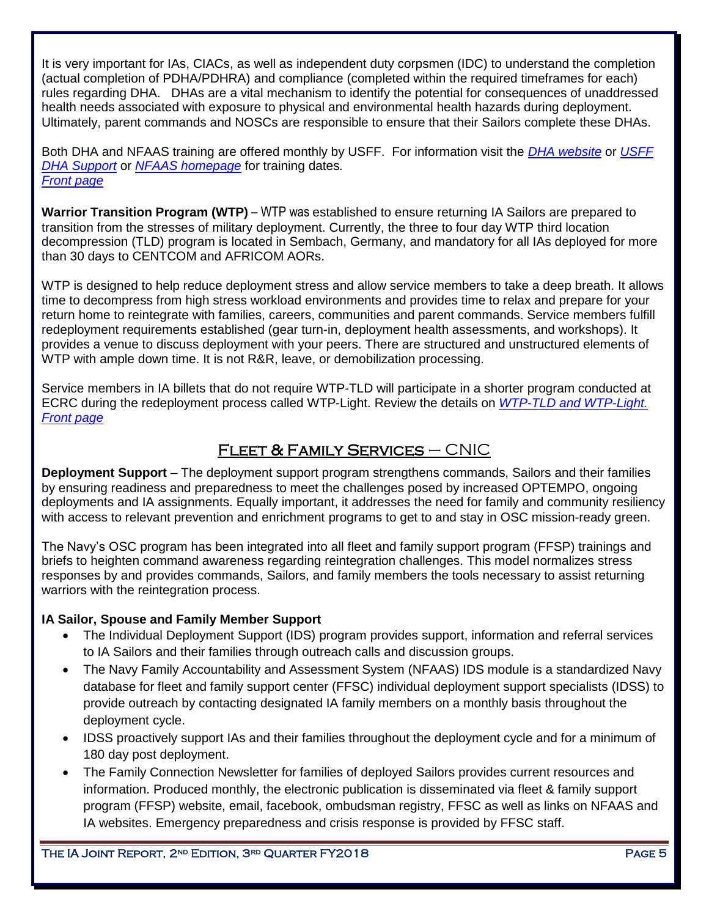It is very important for IAs, CIACs, as well as independent duty corpsmen (IDC) to understand the completion (actual completion of PDHA/PDHRA) and compliance (completed within the required timeframes for each) rules regarding DHA. DHAs are a vital mechanism to identify the potential for consequences of unaddressed health needs associated with exposure to physical and environmental health hazards during deployment. Ultimately, parent commands and NOSCs are responsible to ensure that their Sailors complete these DHAs.

Both DHA and NFAAS training are offered monthly by USFF. For information visit the *DHA website* or *USFF DHA Support* or *NFAAS homepage* for training dates.
*Front page*

**Warrior Transition Program (WTP)** – WTP was established to ensure returning IA Sailors are prepared to transition from the stresses of military deployment. Currently, the three to four day WTP third location decompression (TLD) program is located in Sembach, Germany, and mandatory for all IAs deployed for more than 30 days to CENTCOM and AFRICOM AORs.

WTP is designed to help reduce deployment stress and allow service members to take a deep breath. It allows time to decompress from high stress workload environments and provides time to relax and prepare for your return home to reintegrate with families, careers, communities and parent commands. Service members fulfill redeployment requirements established (gear turn-in, deployment health assessments, and workshops). It provides a venue to discuss deployment with your peers. There are structured and unstructured elements of WTP with ample down time. It is not R&R, leave, or demobilization processing.

Service members in IA billets that do not require WTP-TLD will participate in a shorter program conducted at ECRC during the redeployment process called WTP-Light. Review the details on *WTP-TLD and WTP-Light.*
*Front page*

## Fleet & Family Services – CNIC

**Deployment Support** – The deployment support program strengthens commands, Sailors and their families by ensuring readiness and preparedness to meet the challenges posed by increased OPTEMPO, ongoing deployments and IA assignments. Equally important, it addresses the need for family and community resiliency with access to relevant prevention and enrichment programs to get to and stay in OSC mission-ready green.

The Navy's OSC program has been integrated into all fleet and family support program (FFSP) trainings and briefs to heighten command awareness regarding reintegration challenges. This model normalizes stress responses by and provides commands, Sailors, and family members the tools necessary to assist returning warriors with the reintegration process.

**IA Sailor, Spouse and Family Member Support**

- The Individual Deployment Support (IDS) program provides support, information and referral services to IA Sailors and their families through outreach calls and discussion groups.
- The Navy Family Accountability and Assessment System (NFAAS) IDS module is a standardized Navy database for fleet and family support center (FFSC) individual deployment support specialists (IDSS) to provide outreach by contacting designated IA family members on a monthly basis throughout the deployment cycle.
- IDSS proactively support IAs and their families throughout the deployment cycle and for a minimum of 180 day post deployment.
- The Family Connection Newsletter for families of deployed Sailors provides current resources and information. Produced monthly, the electronic publication is disseminated via fleet & family support program (FFSP) website, email, facebook, ombudsman registry, FFSC as well as links on NFAAS and IA websites. Emergency preparedness and crisis response is provided by FFSC staff.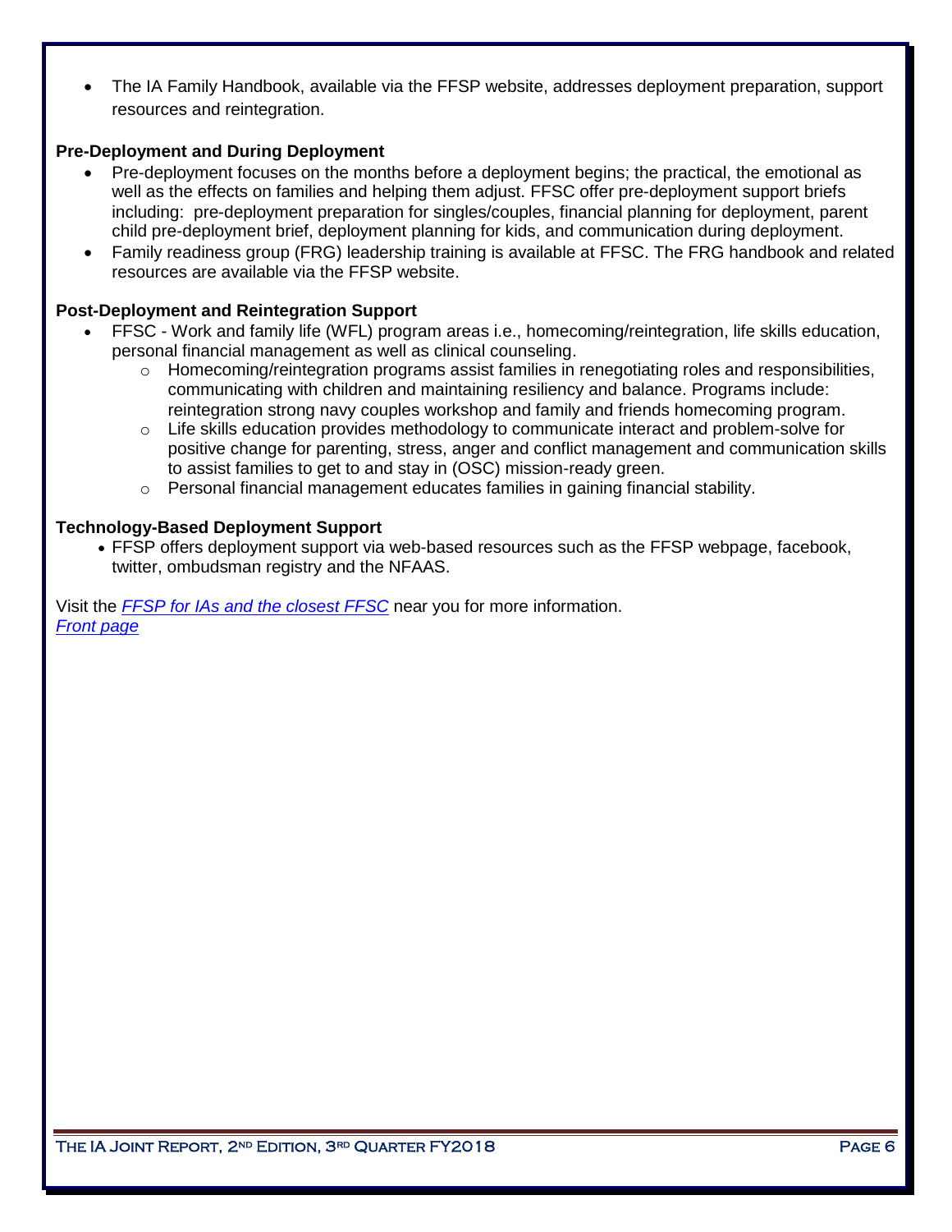- The IA Family Handbook, available via the FFSP website, addresses deployment preparation, support resources and reintegration.

**Pre-Deployment and During Deployment**

- Pre-deployment focuses on the months before a deployment begins; the practical, the emotional as well as the effects on families and helping them adjust. FFSC offer pre-deployment support briefs including: pre-deployment preparation for singles/couples, financial planning for deployment, parent child pre-deployment brief, deployment planning for kids, and communication during deployment.
- Family readiness group (FRG) leadership training is available at FFSC. The FRG handbook and related resources are available via the FFSP website.

**Post-Deployment and Reintegration Support**

- FFSC - Work and family life (WFL) program areas i.e., homecoming/reintegration, life skills education, personal financial management as well as clinical counseling.
  - Homecoming/reintegration programs assist families in renegotiating roles and responsibilities, communicating with children and maintaining resiliency and balance. Programs include: reintegration strong navy couples workshop and family and friends homecoming program.
  - Life skills education provides methodology to communicate interact and problem-solve for positive change for parenting, stress, anger and conflict management and communication skills to assist families to get to and stay in (OSC) mission-ready green.
  - Personal financial management educates families in gaining financial stability.

**Technology-Based Deployment Support**

- FFSP offers deployment support via web-based resources such as the FFSP webpage, facebook, twitter, ombudsman registry and the NFAAS.

Visit the *FFSP for IAs and the closest FFSC* near you for more information.
*Front page*